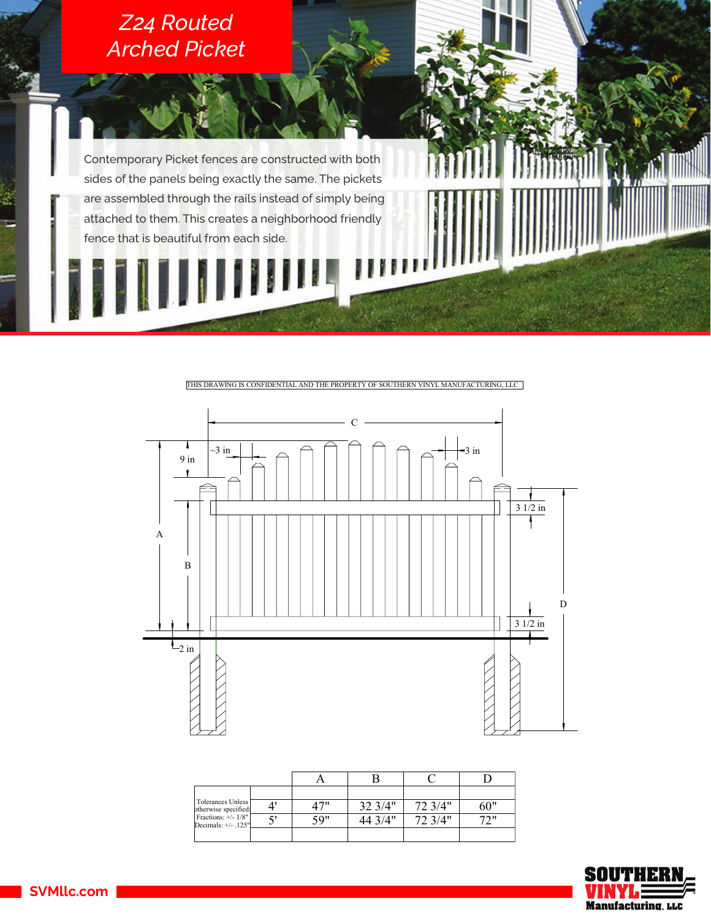# Z24 Routed Arched Picket

Contemporary Picket fences are constructed with both sides of the panels being exactly the same. The pickets are assembled through the rails instead of simply being attached to them. This creates a neighborhood friendly fence that is beautiful from each side.

THIS DRAWING IS CONFIDENTIAL AND THE PROPERTY OF SOUTHERN VINYL MANUFACTURING, LLC

C

~3 in

3 in

9 in

A

B

3 1/2 in

D

3 1/2 in

2 in

| Tolerances Unless otherwise specified: Fractions: +/- 1/8" Decimals: +/- .125" | | A | B | C | D |
|---|---|---|---|---|---|
| | 4' | 47" | 32 3/4" | 72 3/4" | 60" |
| | 5' | 59" | 44 3/4" | 72 3/4" | 72" |

SVMllc.com

SOUTHERN VINYL Manufacturing, LLC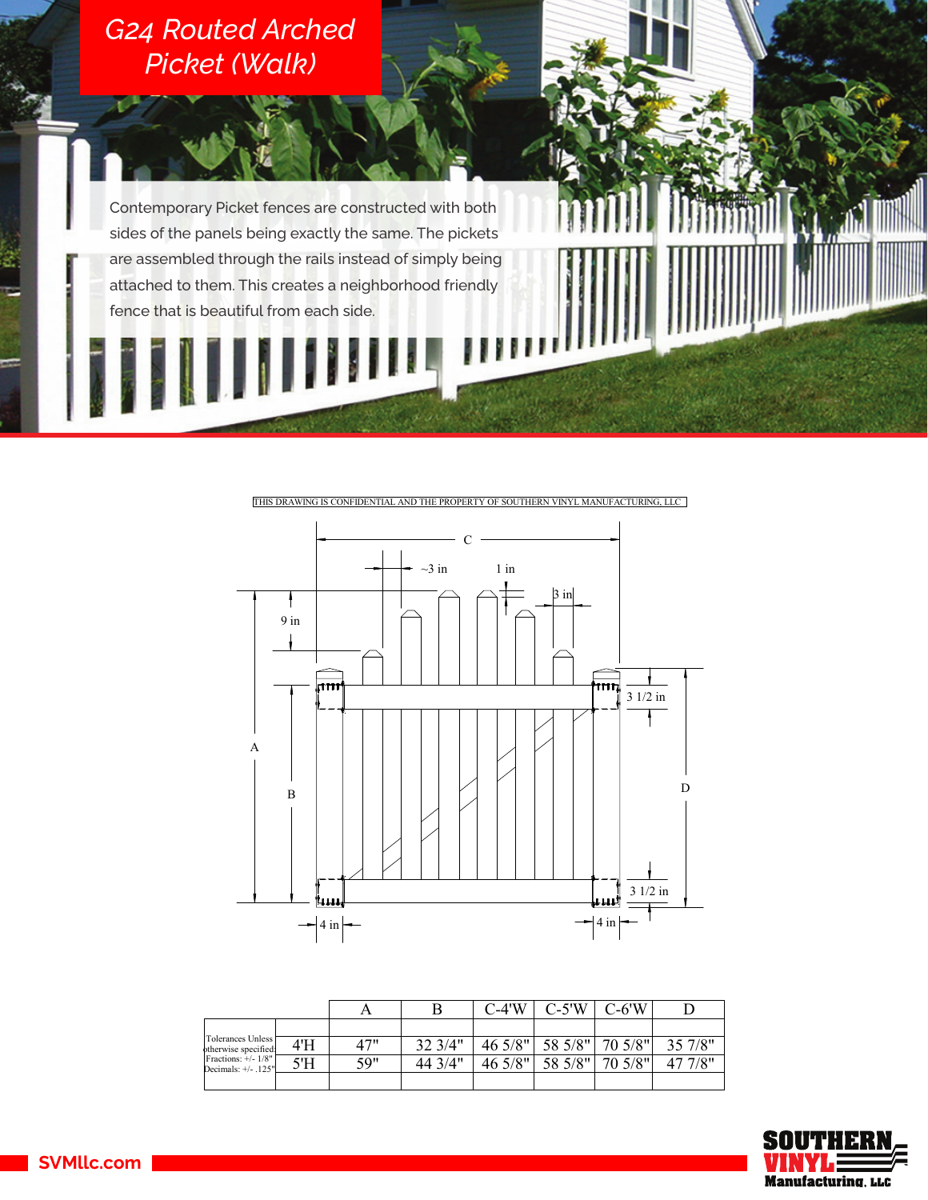# G24 Routed Arched Picket (Walk)

Contemporary Picket fences are constructed with both sides of the panels being exactly the same. The pickets are assembled through the rails instead of simply being attached to them. This creates a neighborhood friendly fence that is beautiful from each side.

THIS DRAWING IS CONFIDENTIAL AND THE PROPERTY OF SOUTHERN VINYL MANUFACTURING, LLC

C
~3 in
1 in
3 in
9 in
3 1/2 in
A
B
D
3 1/2 in
4 in
4 in

| Tolerances Unless otherwise specified: Fractions: +/- 1/8" Decimals: +/- .125" | | A | B | C-4'W | C-5'W | C-6'W | D |
|---|---|---|---|---|---|---|---|
| | 4'H | 47" | 32 3/4" | 46 5/8" | 58 5/8" | 70 5/8" | 35 7/8" |
| | 5'H | 59" | 44 3/4" | 46 5/8" | 58 5/8" | 70 5/8" | 47 7/8" |

SVMllc.com

SOUTHERN VINYL Manufacturing, LLC